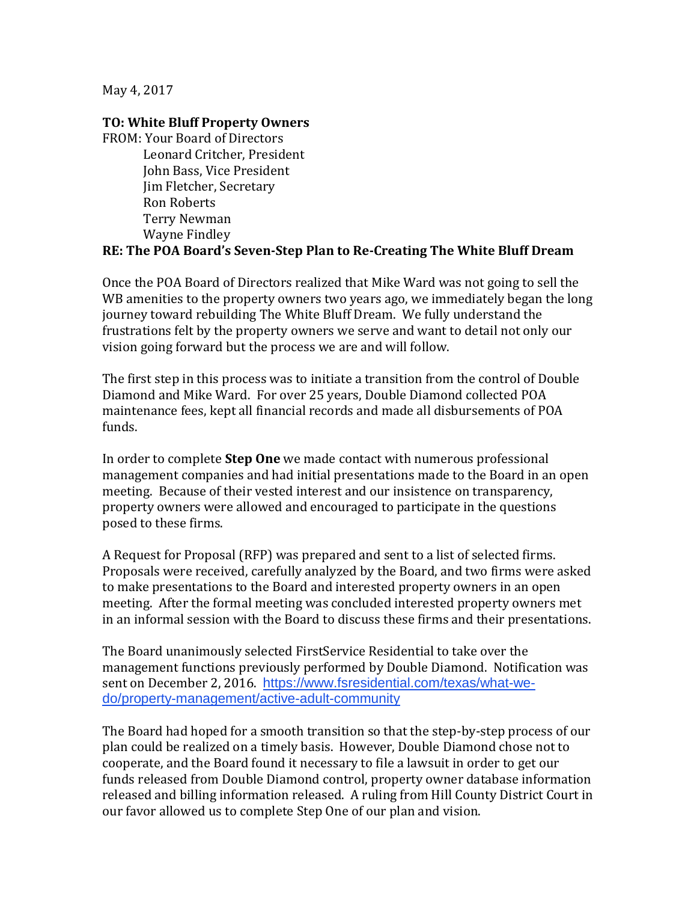May 4, 2017

**TO: White Bluff Property Owners**
FROM: Your Board of Directors
Leonard Critcher, President
John Bass, Vice President
Jim Fletcher, Secretary
Ron Roberts
Terry Newman
Wayne Findley
**RE: The POA Board's Seven-Step Plan to Re-Creating The White Bluff Dream**

Once the POA Board of Directors realized that Mike Ward was not going to sell the WB amenities to the property owners two years ago, we immediately began the long journey toward rebuilding The White Bluff Dream. We fully understand the frustrations felt by the property owners we serve and want to detail not only our vision going forward but the process we are and will follow.

The first step in this process was to initiate a transition from the control of Double Diamond and Mike Ward. For over 25 years, Double Diamond collected POA maintenance fees, kept all financial records and made all disbursements of POA funds.

In order to complete **Step One** we made contact with numerous professional management companies and had initial presentations made to the Board in an open meeting. Because of their vested interest and our insistence on transparency, property owners were allowed and encouraged to participate in the questions posed to these firms.

A Request for Proposal (RFP) was prepared and sent to a list of selected firms. Proposals were received, carefully analyzed by the Board, and two firms were asked to make presentations to the Board and interested property owners in an open meeting. After the formal meeting was concluded interested property owners met in an informal session with the Board to discuss these firms and their presentations.

The Board unanimously selected FirstService Residential to take over the management functions previously performed by Double Diamond. Notification was sent on December 2, 2016. [https://www.fsresidential.com/texas/what-we-do/property-management/active-adult-community](https://www.fsresidential.com/texas/what-we-do/property-management/active-adult-community)

The Board had hoped for a smooth transition so that the step-by-step process of our plan could be realized on a timely basis. However, Double Diamond chose not to cooperate, and the Board found it necessary to file a lawsuit in order to get our funds released from Double Diamond control, property owner database information released and billing information released. A ruling from Hill County District Court in our favor allowed us to complete Step One of our plan and vision.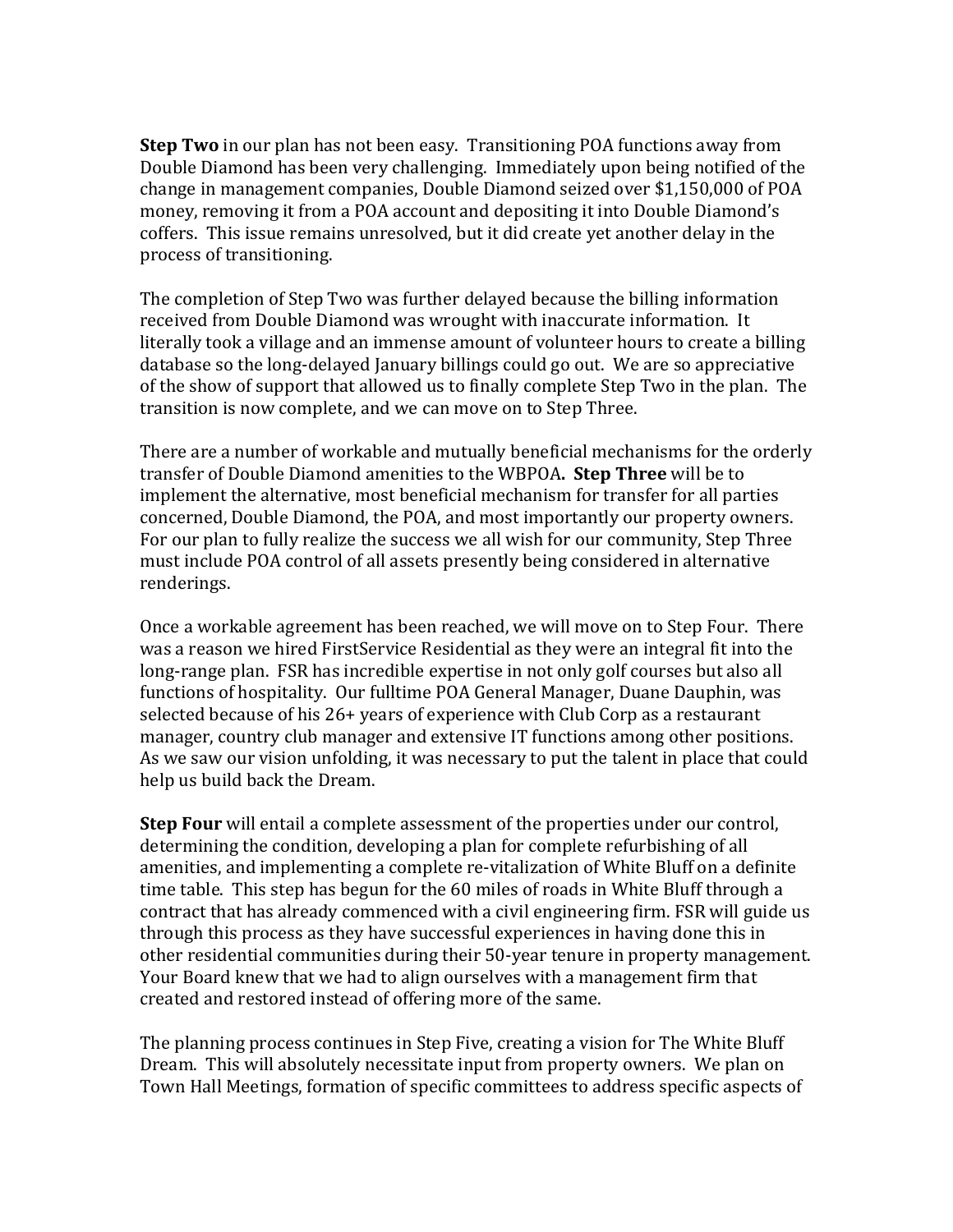**Step Two** in our plan has not been easy. Transitioning POA functions away from Double Diamond has been very challenging. Immediately upon being notified of the change in management companies, Double Diamond seized over $1,150,000 of POA money, removing it from a POA account and depositing it into Double Diamond's coffers. This issue remains unresolved, but it did create yet another delay in the process of transitioning.

The completion of Step Two was further delayed because the billing information received from Double Diamond was wrought with inaccurate information. It literally took a village and an immense amount of volunteer hours to create a billing database so the long-delayed January billings could go out. We are so appreciative of the show of support that allowed us to finally complete Step Two in the plan. The transition is now complete, and we can move on to Step Three.

There are a number of workable and mutually beneficial mechanisms for the orderly transfer of Double Diamond amenities to the WBPOA. **Step Three** will be to implement the alternative, most beneficial mechanism for transfer for all parties concerned, Double Diamond, the POA, and most importantly our property owners. For our plan to fully realize the success we all wish for our community, Step Three must include POA control of all assets presently being considered in alternative renderings.

Once a workable agreement has been reached, we will move on to Step Four. There was a reason we hired FirstService Residential as they were an integral fit into the long-range plan. FSR has incredible expertise in not only golf courses but also all functions of hospitality. Our fulltime POA General Manager, Duane Dauphin, was selected because of his 26+ years of experience with Club Corp as a restaurant manager, country club manager and extensive IT functions among other positions. As we saw our vision unfolding, it was necessary to put the talent in place that could help us build back the Dream.

**Step Four** will entail a complete assessment of the properties under our control, determining the condition, developing a plan for complete refurbishing of all amenities, and implementing a complete re-vitalization of White Bluff on a definite time table. This step has begun for the 60 miles of roads in White Bluff through a contract that has already commenced with a civil engineering firm. FSR will guide us through this process as they have successful experiences in having done this in other residential communities during their 50-year tenure in property management. Your Board knew that we had to align ourselves with a management firm that created and restored instead of offering more of the same.

The planning process continues in Step Five, creating a vision for The White Bluff Dream. This will absolutely necessitate input from property owners. We plan on Town Hall Meetings, formation of specific committees to address specific aspects of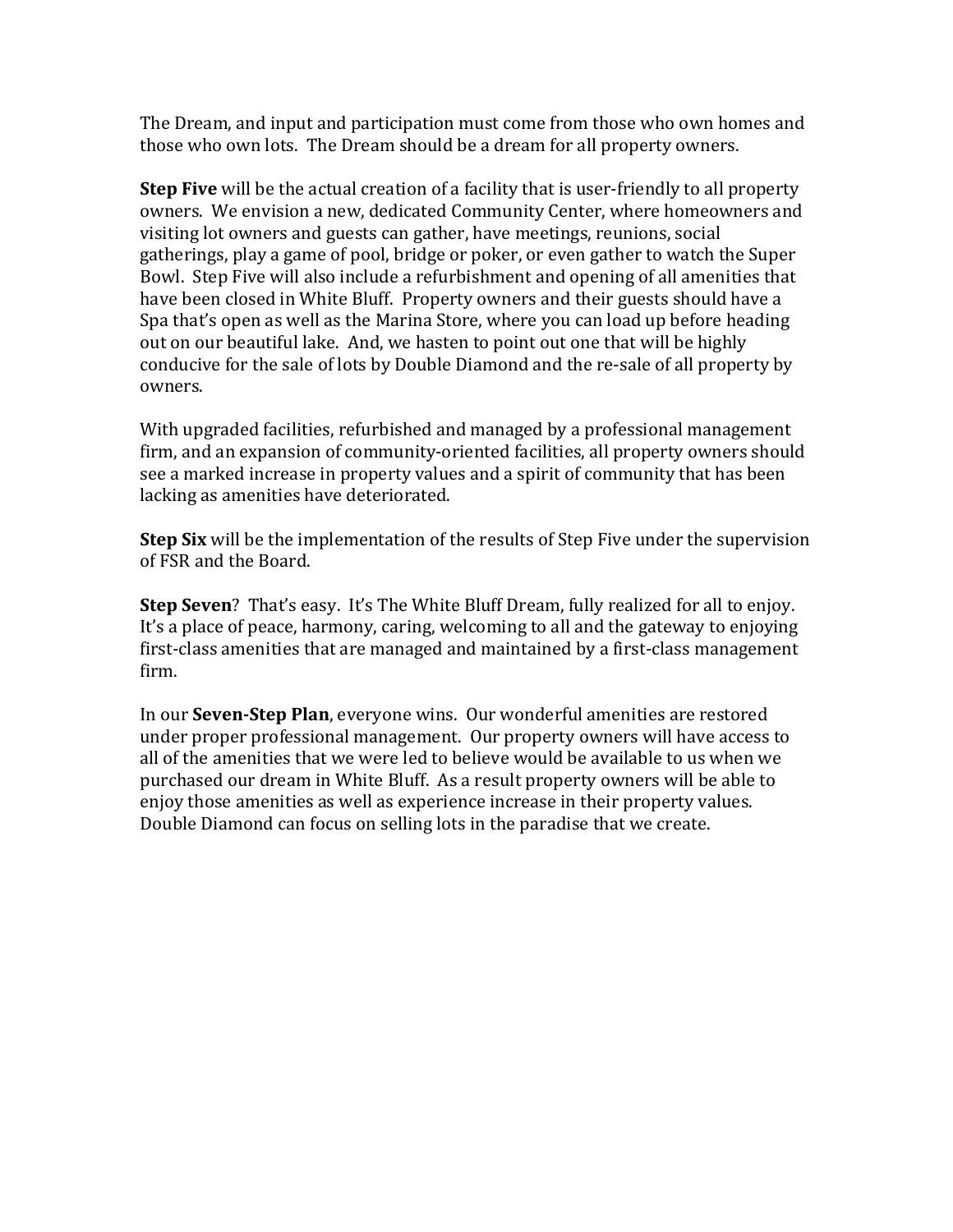The Dream, and input and participation must come from those who own homes and those who own lots. The Dream should be a dream for all property owners.

**Step Five** will be the actual creation of a facility that is user-friendly to all property owners. We envision a new, dedicated Community Center, where homeowners and visiting lot owners and guests can gather, have meetings, reunions, social gatherings, play a game of pool, bridge or poker, or even gather to watch the Super Bowl. Step Five will also include a refurbishment and opening of all amenities that have been closed in White Bluff. Property owners and their guests should have a Spa that's open as well as the Marina Store, where you can load up before heading out on our beautiful lake. And, we hasten to point out one that will be highly conducive for the sale of lots by Double Diamond and the re-sale of all property by owners.

With upgraded facilities, refurbished and managed by a professional management firm, and an expansion of community-oriented facilities, all property owners should see a marked increase in property values and a spirit of community that has been lacking as amenities have deteriorated.

**Step Six** will be the implementation of the results of Step Five under the supervision of FSR and the Board.

**Step Seven**? That's easy. It's The White Bluff Dream, fully realized for all to enjoy. It's a place of peace, harmony, caring, welcoming to all and the gateway to enjoying first-class amenities that are managed and maintained by a first-class management firm.

In our **Seven-Step Plan**, everyone wins. Our wonderful amenities are restored under proper professional management. Our property owners will have access to all of the amenities that we were led to believe would be available to us when we purchased our dream in White Bluff. As a result property owners will be able to enjoy those amenities as well as experience increase in their property values. Double Diamond can focus on selling lots in the paradise that we create.